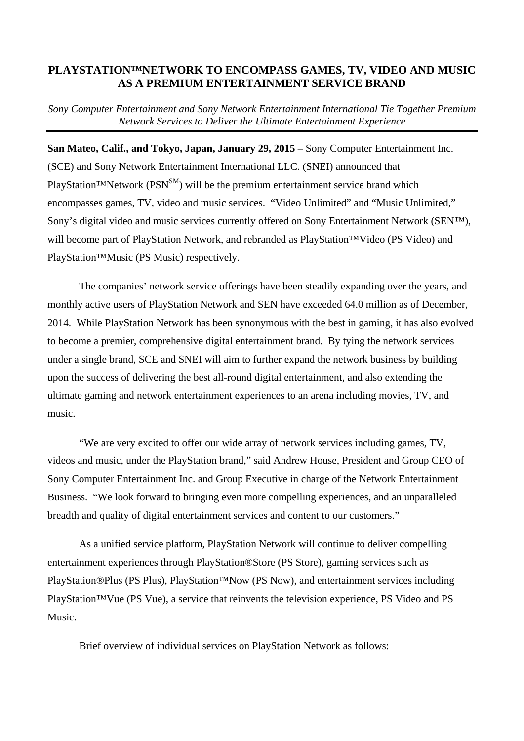# PLAYSTATION™NETWORK TO ENCOMPASS GAMES, TV, VIDEO AND MUSIC AS A PREMIUM ENTERTAINMENT SERVICE BRAND

*Sony Computer Entertainment and Sony Network Entertainment International Tie Together Premium Network Services to Deliver the Ultimate Entertainment Experience*

---

**San Mateo, Calif., and Tokyo, Japan, January 29, 2015** – Sony Computer Entertainment Inc. (SCE) and Sony Network Entertainment International LLC. (SNEI) announced that PlayStation™Network (PSN[SM]) will be the premium entertainment service brand which encompasses games, TV, video and music services. "Video Unlimited" and "Music Unlimited," Sony's digital video and music services currently offered on Sony Entertainment Network (SEN™), will become part of PlayStation Network, and rebranded as PlayStation™Video (PS Video) and PlayStation™Music (PS Music) respectively.

The companies' network service offerings have been steadily expanding over the years, and monthly active users of PlayStation Network and SEN have exceeded 64.0 million as of December, 2014. While PlayStation Network has been synonymous with the best in gaming, it has also evolved to become a premier, comprehensive digital entertainment brand. By tying the network services under a single brand, SCE and SNEI will aim to further expand the network business by building upon the success of delivering the best all-round digital entertainment, and also extending the ultimate gaming and network entertainment experiences to an arena including movies, TV, and music.

"We are very excited to offer our wide array of network services including games, TV, videos and music, under the PlayStation brand," said Andrew House, President and Group CEO of Sony Computer Entertainment Inc. and Group Executive in charge of the Network Entertainment Business. "We look forward to bringing even more compelling experiences, and an unparalleled breadth and quality of digital entertainment services and content to our customers."

As a unified service platform, PlayStation Network will continue to deliver compelling entertainment experiences through PlayStation®Store (PS Store), gaming services such as PlayStation®Plus (PS Plus), PlayStation™Now (PS Now), and entertainment services including PlayStation™Vue (PS Vue), a service that reinvents the television experience, PS Video and PS Music.

Brief overview of individual services on PlayStation Network as follows: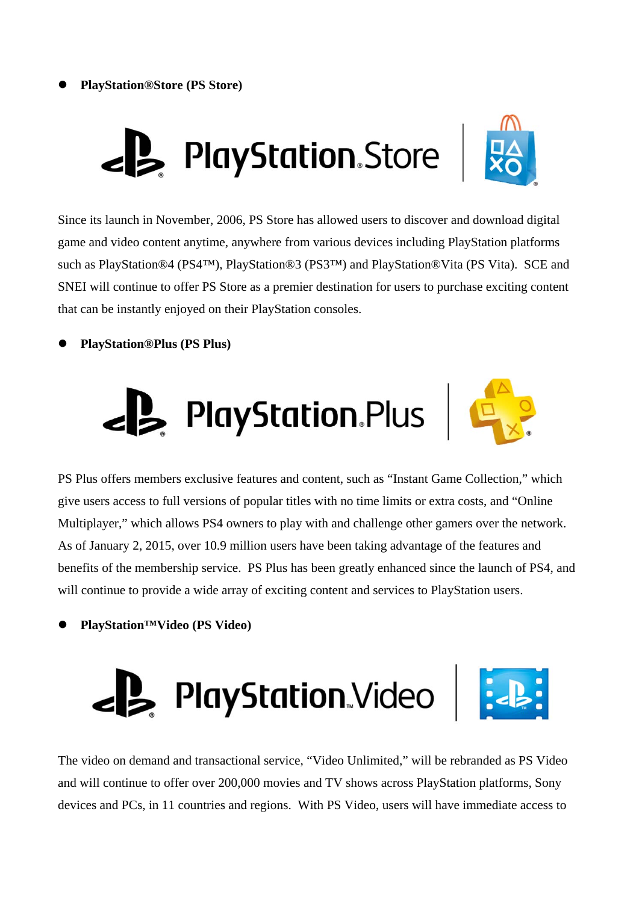- **PlayStation®Store (PS Store)**

Since its launch in November, 2006, PS Store has allowed users to discover and download digital game and video content anytime, anywhere from various devices including PlayStation platforms such as PlayStation®4 (PS4™), PlayStation®3 (PS3™) and PlayStation®Vita (PS Vita). SCE and SNEI will continue to offer PS Store as a premier destination for users to purchase exciting content that can be instantly enjoyed on their PlayStation consoles.

- **PlayStation®Plus (PS Plus)**

PS Plus offers members exclusive features and content, such as "Instant Game Collection," which give users access to full versions of popular titles with no time limits or extra costs, and "Online Multiplayer," which allows PS4 owners to play with and challenge other gamers over the network. As of January 2, 2015, over 10.9 million users have been taking advantage of the features and benefits of the membership service. PS Plus has been greatly enhanced since the launch of PS4, and will continue to provide a wide array of exciting content and services to PlayStation users.

- **PlayStation™Video (PS Video)**

The video on demand and transactional service, "Video Unlimited," will be rebranded as PS Video and will continue to offer over 200,000 movies and TV shows across PlayStation platforms, Sony devices and PCs, in 11 countries and regions. With PS Video, users will have immediate access to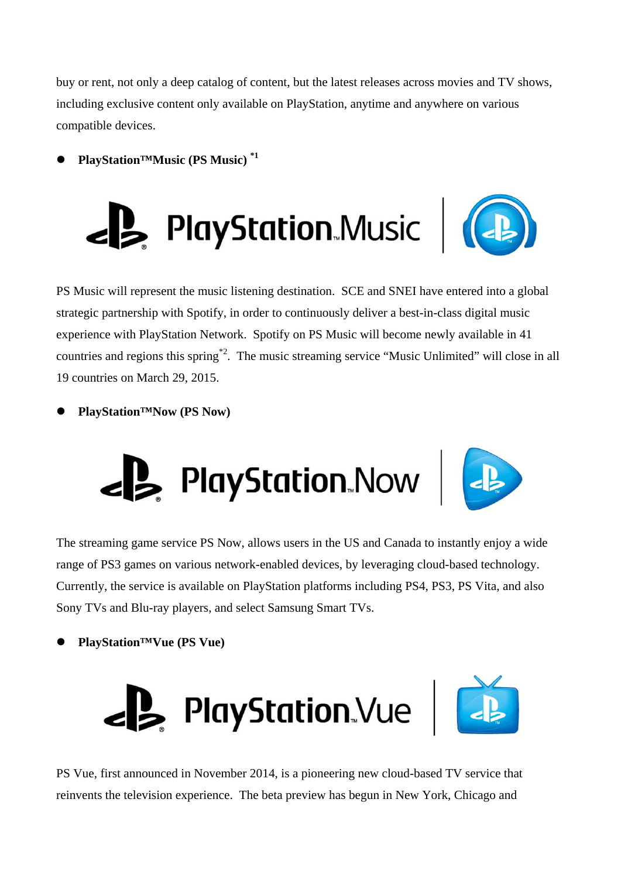buy or rent, not only a deep catalog of content, but the latest releases across movies and TV shows, including exclusive content only available on PlayStation, anytime and anywhere on various compatible devices.

- **PlayStation™Music (PS Music)** [*1]

PS Music will represent the music listening destination. SCE and SNEI have entered into a global strategic partnership with Spotify, in order to continuously deliver a best-in-class digital music experience with PlayStation Network. Spotify on PS Music will become newly available in 41 countries and regions this spring[*2]. The music streaming service "Music Unlimited" will close in all 19 countries on March 29, 2015.

- **PlayStation™Now (PS Now)**

The streaming game service PS Now, allows users in the US and Canada to instantly enjoy a wide range of PS3 games on various network-enabled devices, by leveraging cloud-based technology. Currently, the service is available on PlayStation platforms including PS4, PS3, PS Vita, and also Sony TVs and Blu-ray players, and select Samsung Smart TVs.

- **PlayStation™Vue (PS Vue)**

PS Vue, first announced in November 2014, is a pioneering new cloud-based TV service that reinvents the television experience. The beta preview has begun in New York, Chicago and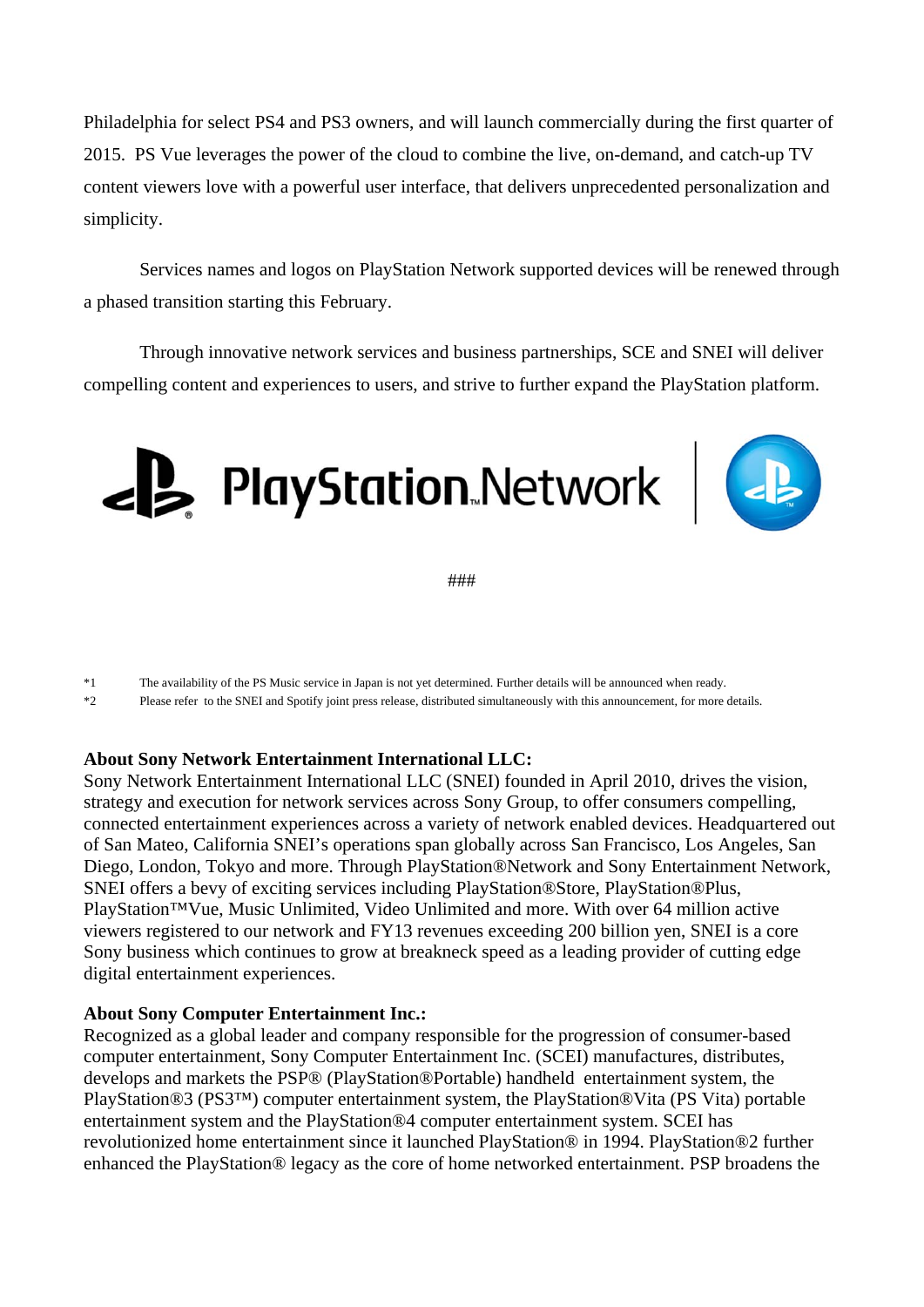Philadelphia for select PS4 and PS3 owners, and will launch commercially during the first quarter of 2015. PS Vue leverages the power of the cloud to combine the live, on-demand, and catch-up TV content viewers love with a powerful user interface, that delivers unprecedented personalization and simplicity.

Services names and logos on PlayStation Network supported devices will be renewed through a phased transition starting this February.

Through innovative network services and business partnerships, SCE and SNEI will deliver compelling content and experiences to users, and strive to further expand the PlayStation platform.

PlayStation.Network

###

*1 The availability of the PS Music service in Japan is not yet determined. Further details will be announced when ready.

*2 Please refer to the SNEI and Spotify joint press release, distributed simultaneously with this announcement, for more details.

**About Sony Network Entertainment International LLC:**
Sony Network Entertainment International LLC (SNEI) founded in April 2010, drives the vision, strategy and execution for network services across Sony Group, to offer consumers compelling, connected entertainment experiences across a variety of network enabled devices. Headquartered out of San Mateo, California SNEI's operations span globally across San Francisco, Los Angeles, San Diego, London, Tokyo and more. Through PlayStation®Network and Sony Entertainment Network, SNEI offers a bevy of exciting services including PlayStation®Store, PlayStation®Plus, PlayStation™Vue, Music Unlimited, Video Unlimited and more. With over 64 million active viewers registered to our network and FY13 revenues exceeding 200 billion yen, SNEI is a core Sony business which continues to grow at breakneck speed as a leading provider of cutting edge digital entertainment experiences.

**About Sony Computer Entertainment Inc.:**
Recognized as a global leader and company responsible for the progression of consumer-based computer entertainment, Sony Computer Entertainment Inc. (SCEI) manufactures, distributes, develops and markets the PSP® (PlayStation®Portable) handheld entertainment system, the PlayStation®3 (PS3™) computer entertainment system, the PlayStation®Vita (PS Vita) portable entertainment system and the PlayStation®4 computer entertainment system. SCEI has revolutionized home entertainment since it launched PlayStation® in 1994. PlayStation®2 further enhanced the PlayStation® legacy as the core of home networked entertainment. PSP broadens the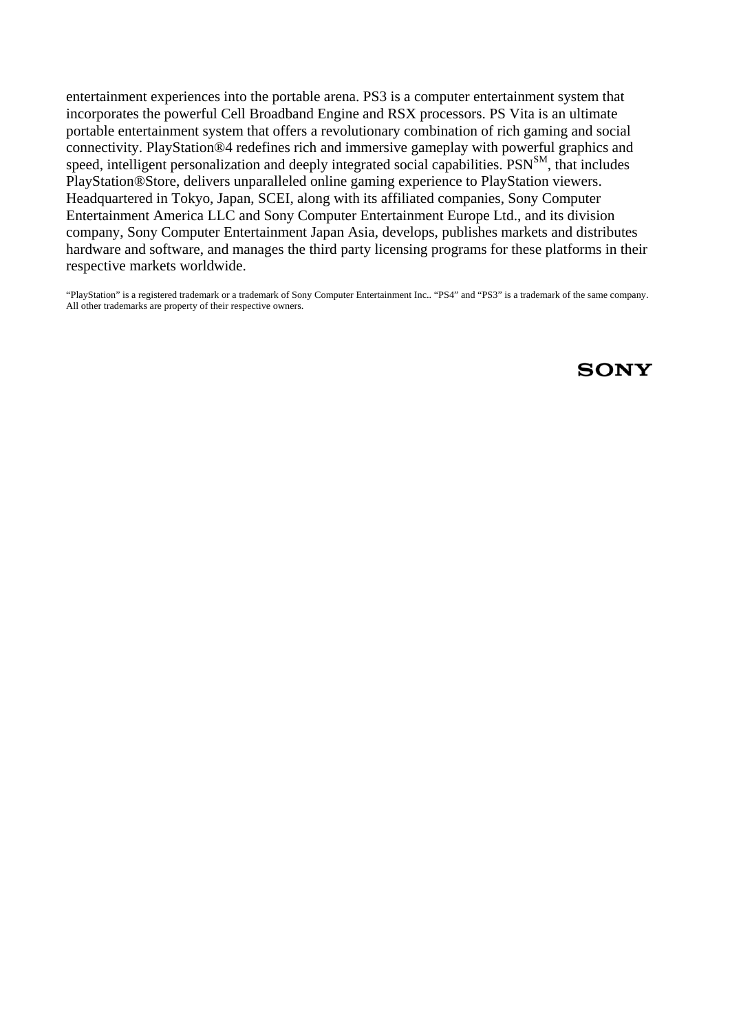entertainment experiences into the portable arena. PS3 is a computer entertainment system that incorporates the powerful Cell Broadband Engine and RSX processors. PS Vita is an ultimate portable entertainment system that offers a revolutionary combination of rich gaming and social connectivity. PlayStation®4 redefines rich and immersive gameplay with powerful graphics and speed, intelligent personalization and deeply integrated social capabilities. PSN℠, that includes PlayStation®Store, delivers unparalleled online gaming experience to PlayStation viewers. Headquartered in Tokyo, Japan, SCEI, along with its affiliated companies, Sony Computer Entertainment America LLC and Sony Computer Entertainment Europe Ltd., and its division company, Sony Computer Entertainment Japan Asia, develops, publishes markets and distributes hardware and software, and manages the third party licensing programs for these platforms in their respective markets worldwide.

"PlayStation" is a registered trademark or a trademark of Sony Computer Entertainment Inc.. "PS4" and "PS3" is a trademark of the same company. All other trademarks are property of their respective owners.

SONY